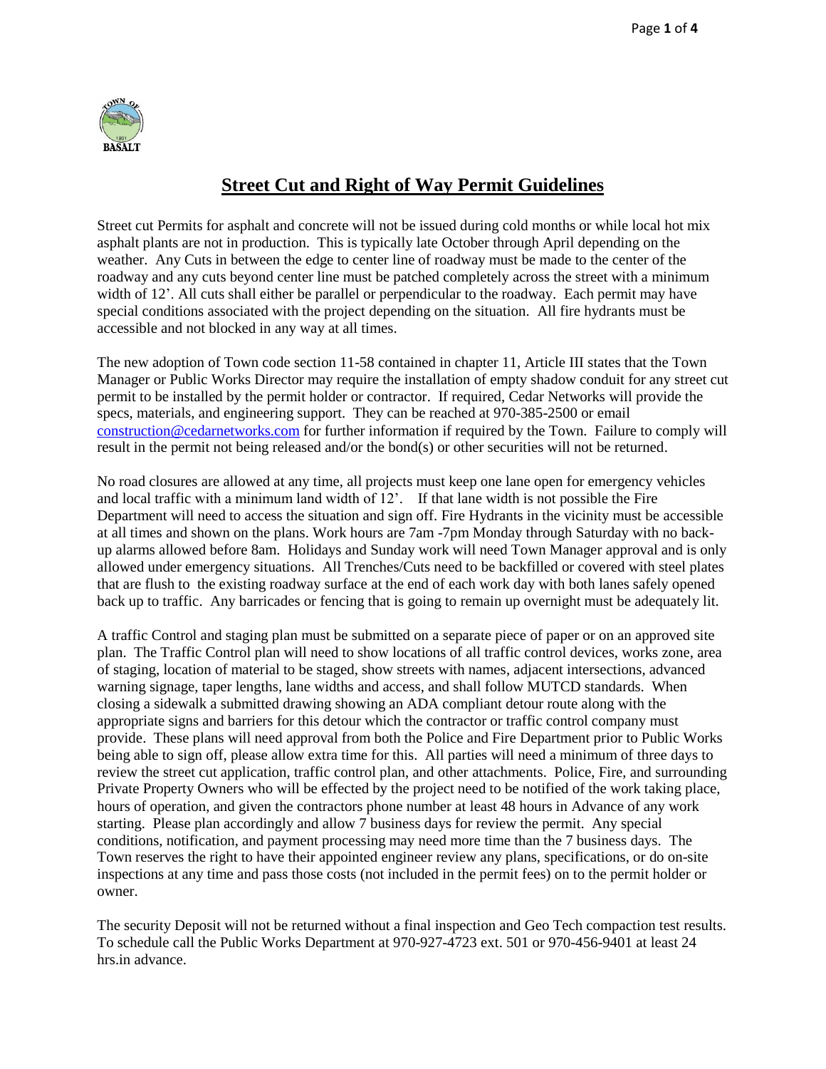# Street Cut and Right of Way Permit Guidelines

Street cut Permits for asphalt and concrete will not be issued during cold months or while local hot mix asphalt plants are not in production. This is typically late October through April depending on the weather. Any Cuts in between the edge to center line of roadway must be made to the center of the roadway and any cuts beyond center line must be patched completely across the street with a minimum width of 12'. All cuts shall either be parallel or perpendicular to the roadway. Each permit may have special conditions associated with the project depending on the situation. All fire hydrants must be accessible and not blocked in any way at all times.

The new adoption of Town code section 11-58 contained in chapter 11, Article III states that the Town Manager or Public Works Director may require the installation of empty shadow conduit for any street cut permit to be installed by the permit holder or contractor. If required, Cedar Networks will provide the specs, materials, and engineering support. They can be reached at 970-385-2500 or email construction@cedarnetworks.com for further information if required by the Town. Failure to comply will result in the permit not being released and/or the bond(s) or other securities will not be returned.

No road closures are allowed at any time, all projects must keep one lane open for emergency vehicles and local traffic with a minimum land width of 12'. If that lane width is not possible the Fire Department will need to access the situation and sign off. Fire Hydrants in the vicinity must be accessible at all times and shown on the plans. Work hours are 7am -7pm Monday through Saturday with no back-up alarms allowed before 8am. Holidays and Sunday work will need Town Manager approval and is only allowed under emergency situations. All Trenches/Cuts need to be backfilled or covered with steel plates that are flush to the existing roadway surface at the end of each work day with both lanes safely opened back up to traffic. Any barricades or fencing that is going to remain up overnight must be adequately lit.

A traffic Control and staging plan must be submitted on a separate piece of paper or on an approved site plan. The Traffic Control plan will need to show locations of all traffic control devices, works zone, area of staging, location of material to be staged, show streets with names, adjacent intersections, advanced warning signage, taper lengths, lane widths and access, and shall follow MUTCD standards. When closing a sidewalk a submitted drawing showing an ADA compliant detour route along with the appropriate signs and barriers for this detour which the contractor or traffic control company must provide. These plans will need approval from both the Police and Fire Department prior to Public Works being able to sign off, please allow extra time for this. All parties will need a minimum of three days to review the street cut application, traffic control plan, and other attachments. Police, Fire, and surrounding Private Property Owners who will be effected by the project need to be notified of the work taking place, hours of operation, and given the contractors phone number at least 48 hours in Advance of any work starting. Please plan accordingly and allow 7 business days for review the permit. Any special conditions, notification, and payment processing may need more time than the 7 business days. The Town reserves the right to have their appointed engineer review any plans, specifications, or do on-site inspections at any time and pass those costs (not included in the permit fees) on to the permit holder or owner.

The security Deposit will not be returned without a final inspection and Geo Tech compaction test results. To schedule call the Public Works Department at 970-927-4723 ext. 501 or 970-456-9401 at least 24 hrs.in advance.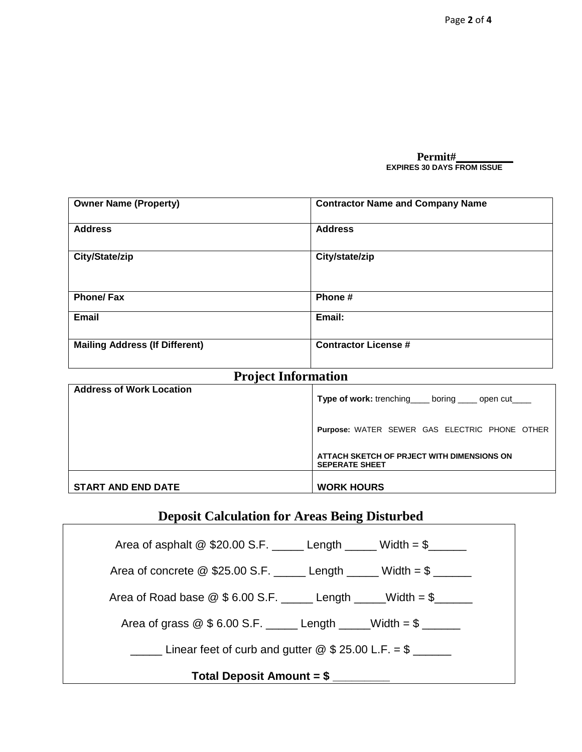**Permit#\_\_\_\_\_\_\_\_\_**
**EXPIRES 30 DAYS FROM ISSUE**

| **Owner Name (Property)** | **Contractor Name and Company Name** |
|---|---|
| **Address** | **Address** |
| **City/State/zip** | **City/state/zip** |
| **Phone/ Fax** | **Phone #** |
| **Email** | **Email:** |
| **Mailing Address (If Different)** | **Contractor License #** |

## Project Information

| **Address of Work Location** | **Type of work:** trenching\_\_\_\_ boring \_\_\_\_ open cut\_\_\_\_<br><br>**Purpose:** WATER SEWER GAS ELECTRIC PHONE OTHER<br><br>**ATTACH SKETCH OF PRJECT WITH DIMENSIONS ON SEPERATE SHEET** |
|---|---|
| **START AND END DATE** | **WORK HOURS** |

## Deposit Calculation for Areas Being Disturbed

Area of asphalt @ $20.00 S.F. \_\_\_\_\_ Length \_\_\_\_\_ Width = $\_\_\_\_\_\_

Area of concrete @ $25.00 S.F. \_\_\_\_\_ Length \_\_\_\_\_ Width = $ \_\_\_\_\_\_

Area of Road base @ $ 6.00 S.F. \_\_\_\_\_ Length \_\_\_\_\_Width = $\_\_\_\_\_\_

Area of grass @ $ 6.00 S.F. \_\_\_\_\_ Length \_\_\_\_\_Width = $ \_\_\_\_\_\_

\_\_\_\_\_ Linear feet of curb and gutter @ $ 25.00 L.F. = $ \_\_\_\_\_\_

**Total Deposit Amount = $ \_\_\_\_\_\_\_\_\_**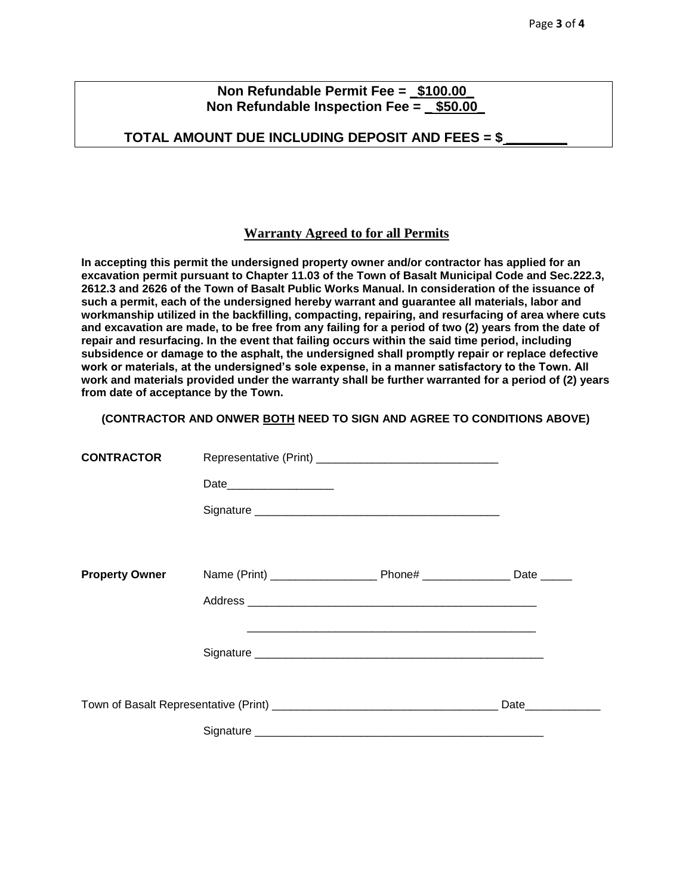**Non Refundable Permit Fee = _$100.00_**
**Non Refundable Inspection Fee = _ $50.00_**

**TOTAL AMOUNT DUE INCLUDING DEPOSIT AND FEES = $________**

## Warranty Agreed to for all Permits

**In accepting this permit the undersigned property owner and/or contractor has applied for an excavation permit pursuant to Chapter 11.03 of the Town of Basalt Municipal Code and Sec.222.3, 2612.3 and 2626 of the Town of Basalt Public Works Manual. In consideration of the issuance of such a permit, each of the undersigned hereby warrant and guarantee all materials, labor and workmanship utilized in the backfilling, compacting, repairing, and resurfacing of area where cuts and excavation are made, to be free from any failing for a period of two (2) years from the date of repair and resurfacing. In the event that failing occurs within the said time period, including subsidence or damage to the asphalt, the undersigned shall promptly repair or replace defective work or materials, at the undersigned's sole expense, in a manner satisfactory to the Town. All work and materials provided under the warranty shall be further warranted for a period of (2) years from date of acceptance by the Town.**

**(CONTRACTOR AND ONWER BOTH NEED TO SIGN AND AGREE TO CONDITIONS ABOVE)**

**CONTRACTOR** Representative (Print) ______________________________

Date_________________

Signature ________________________________________

**Property Owner** Name (Print) _________________ Phone# ______________ Date _____

Address _______________________________________________

_______________________________________________

Signature _______________________________________________

Town of Basalt Representative (Print) ____________________________________ Date____________

Signature _______________________________________________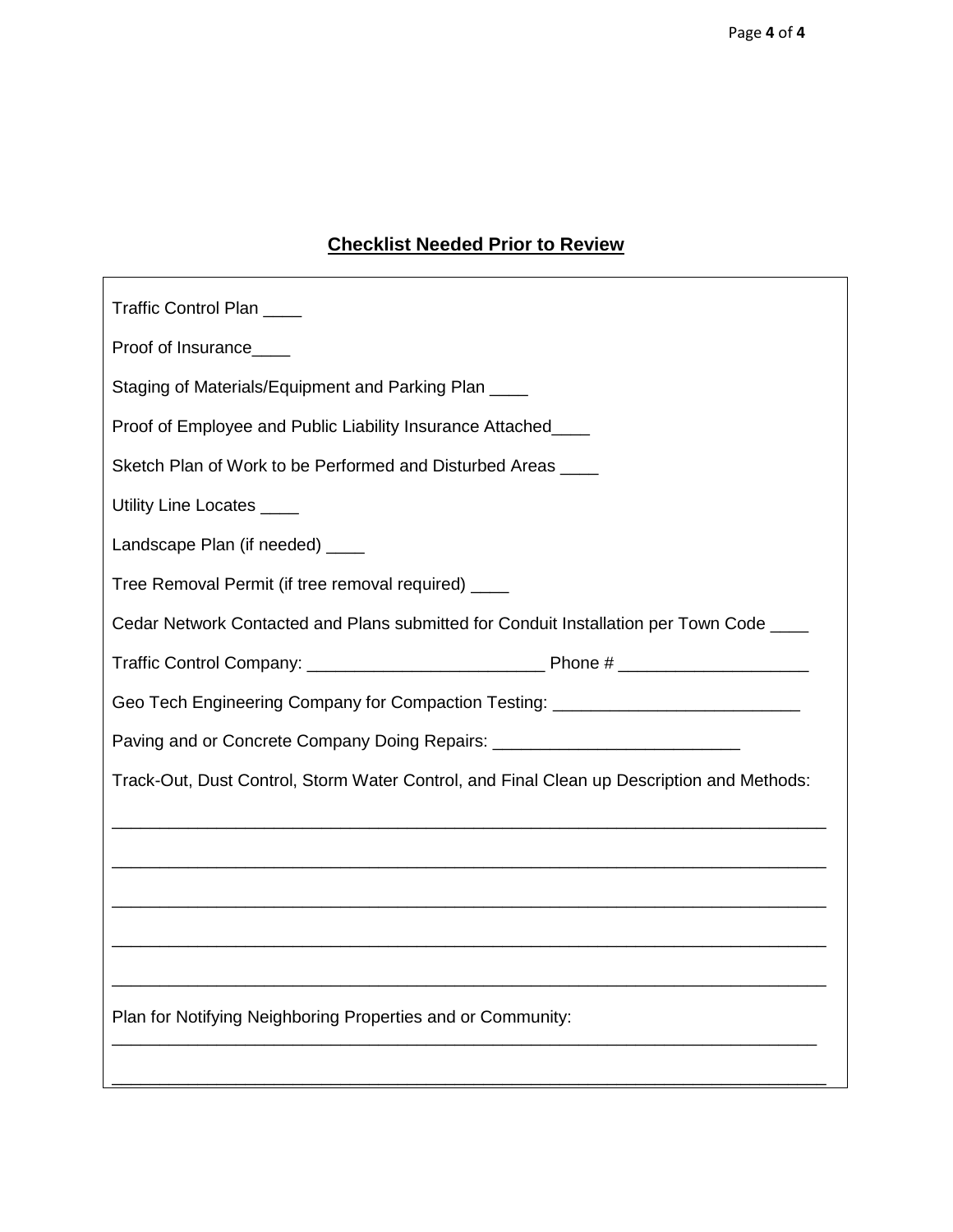## Checklist Needed Prior to Review

Traffic Control Plan ____

Proof of Insurance____

Staging of Materials/Equipment and Parking Plan ____

Proof of Employee and Public Liability Insurance Attached____

Sketch Plan of Work to be Performed and Disturbed Areas ____

Utility Line Locates ____

Landscape Plan (if needed) ____

Tree Removal Permit (if tree removal required) ____

Cedar Network Contacted and Plans submitted for Conduit Installation per Town Code ____

Traffic Control Company: _________________________ Phone # ____________________

Geo Tech Engineering Company for Compaction Testing: __________________________

Paving and or Concrete Company Doing Repairs: __________________________

Track-Out, Dust Control, Storm Water Control, and Final Clean up Description and Methods:

______________________________________________________________________________

______________________________________________________________________________

______________________________________________________________________________

______________________________________________________________________________

______________________________________________________________________________

Plan for Notifying Neighboring Properties and or Community:

______________________________________________________________________________

______________________________________________________________________________